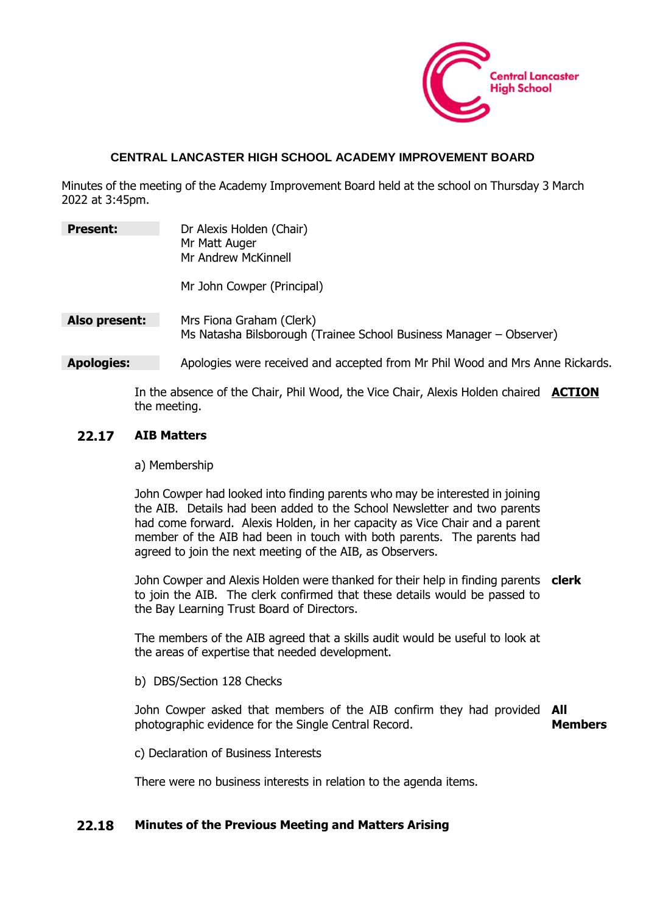Central Lancaster High School

# CENTRAL LANCASTER HIGH SCHOOL ACADEMY IMPROVEMENT BOARD

Minutes of the meeting of the Academy Improvement Board held at the school on Thursday 3 March 2022 at 3:45pm.

**Present:**
Dr Alexis Holden (Chair)
Mr Matt Auger
Mr Andrew McKinnell

Mr John Cowper (Principal)

**Also present:**
Mrs Fiona Graham (Clerk)
Ms Natasha Bilsborough (Trainee School Business Manager – Observer)

**Apologies:**
Apologies were received and accepted from Mr Phil Wood and Mrs Anne Rickards.

In the absence of the Chair, Phil Wood, the Vice Chair, Alexis Holden chaired the meeting.

**ACTION**

## 22.17 AIB Matters

a) Membership

John Cowper had looked into finding parents who may be interested in joining the AIB. Details had been added to the School Newsletter and two parents had come forward. Alexis Holden, in her capacity as Vice Chair and a parent member of the AIB had been in touch with both parents. The parents had agreed to join the next meeting of the AIB, as Observers.

John Cowper and Alexis Holden were thanked for their help in finding parents to join the AIB. The clerk confirmed that these details would be passed to the Bay Learning Trust Board of Directors. — **clerk**

The members of the AIB agreed that a skills audit would be useful to look at the areas of expertise that needed development.

b) DBS/Section 128 Checks

John Cowper asked that members of the AIB confirm they had provided photographic evidence for the Single Central Record. — **All Members**

c) Declaration of Business Interests

There were no business interests in relation to the agenda items.

## 22.18 Minutes of the Previous Meeting and Matters Arising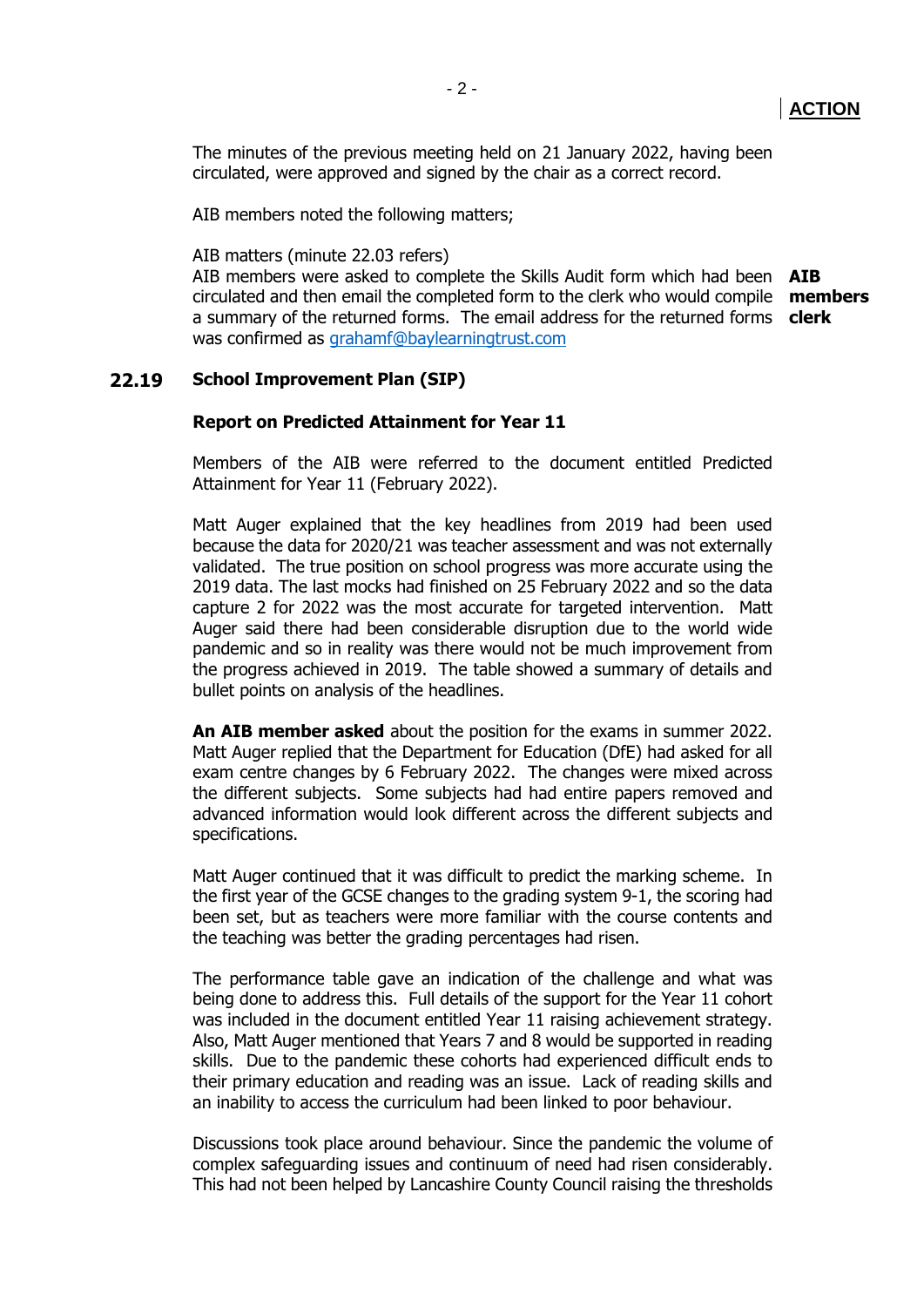**ACTION**

The minutes of the previous meeting held on 21 January 2022, having been circulated, were approved and signed by the chair as a correct record.

AIB members noted the following matters;

AIB matters (minute 22.03 refers)

AIB members were asked to complete the Skills Audit form which had been circulated and then email the completed form to the clerk who would compile a summary of the returned forms. The email address for the returned forms was confirmed as [grahamf@baylearningtrust.com](mailto:grahamf@baylearningtrust.com) — **AIB members clerk**

## 22.19 School Improvement Plan (SIP)

**Report on Predicted Attainment for Year 11**

Members of the AIB were referred to the document entitled Predicted Attainment for Year 11 (February 2022).

Matt Auger explained that the key headlines from 2019 had been used because the data for 2020/21 was teacher assessment and was not externally validated. The true position on school progress was more accurate using the 2019 data. The last mocks had finished on 25 February 2022 and so the data capture 2 for 2022 was the most accurate for targeted intervention. Matt Auger said there had been considerable disruption due to the world wide pandemic and so in reality was there would not be much improvement from the progress achieved in 2019. The table showed a summary of details and bullet points on analysis of the headlines.

**An AIB member asked** about the position for the exams in summer 2022. Matt Auger replied that the Department for Education (DfE) had asked for all exam centre changes by 6 February 2022. The changes were mixed across the different subjects. Some subjects had had entire papers removed and advanced information would look different across the different subjects and specifications.

Matt Auger continued that it was difficult to predict the marking scheme. In the first year of the GCSE changes to the grading system 9-1, the scoring had been set, but as teachers were more familiar with the course contents and the teaching was better the grading percentages had risen.

The performance table gave an indication of the challenge and what was being done to address this. Full details of the support for the Year 11 cohort was included in the document entitled Year 11 raising achievement strategy. Also, Matt Auger mentioned that Years 7 and 8 would be supported in reading skills. Due to the pandemic these cohorts had experienced difficult ends to their primary education and reading was an issue. Lack of reading skills and an inability to access the curriculum had been linked to poor behaviour.

Discussions took place around behaviour. Since the pandemic the volume of complex safeguarding issues and continuum of need had risen considerably. This had not been helped by Lancashire County Council raising the thresholds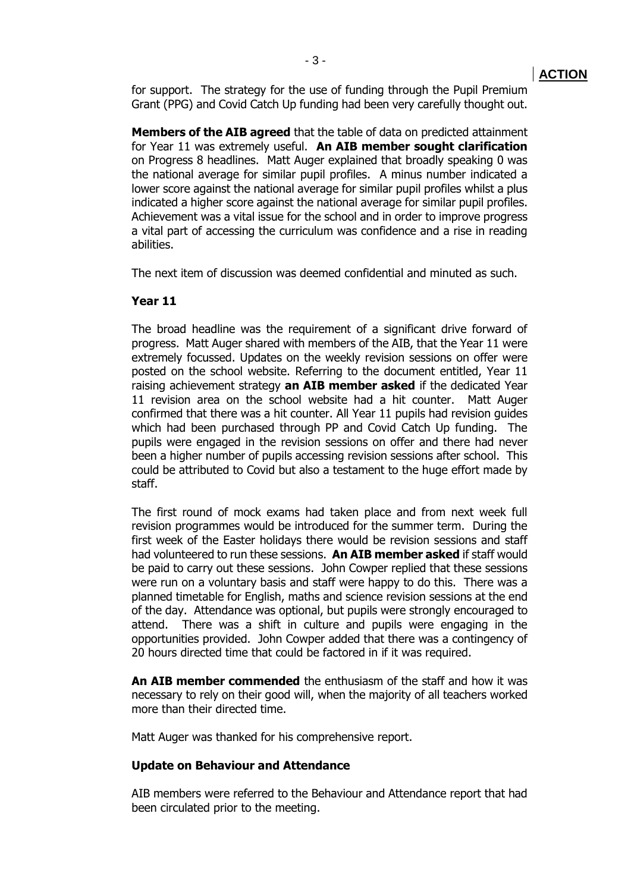**ACTION**

for support. The strategy for the use of funding through the Pupil Premium Grant (PPG) and Covid Catch Up funding had been very carefully thought out.

**Members of the AIB agreed** that the table of data on predicted attainment for Year 11 was extremely useful. **An AIB member sought clarification** on Progress 8 headlines. Matt Auger explained that broadly speaking 0 was the national average for similar pupil profiles. A minus number indicated a lower score against the national average for similar pupil profiles whilst a plus indicated a higher score against the national average for similar pupil profiles. Achievement was a vital issue for the school and in order to improve progress a vital part of accessing the curriculum was confidence and a rise in reading abilities.

The next item of discussion was deemed confidential and minuted as such.

**Year 11**

The broad headline was the requirement of a significant drive forward of progress. Matt Auger shared with members of the AIB, that the Year 11 were extremely focussed. Updates on the weekly revision sessions on offer were posted on the school website. Referring to the document entitled, Year 11 raising achievement strategy **an AIB member asked** if the dedicated Year 11 revision area on the school website had a hit counter. Matt Auger confirmed that there was a hit counter. All Year 11 pupils had revision guides which had been purchased through PP and Covid Catch Up funding. The pupils were engaged in the revision sessions on offer and there had never been a higher number of pupils accessing revision sessions after school. This could be attributed to Covid but also a testament to the huge effort made by staff.

The first round of mock exams had taken place and from next week full revision programmes would be introduced for the summer term. During the first week of the Easter holidays there would be revision sessions and staff had volunteered to run these sessions. **An AIB member asked** if staff would be paid to carry out these sessions. John Cowper replied that these sessions were run on a voluntary basis and staff were happy to do this. There was a planned timetable for English, maths and science revision sessions at the end of the day. Attendance was optional, but pupils were strongly encouraged to attend. There was a shift in culture and pupils were engaging in the opportunities provided. John Cowper added that there was a contingency of 20 hours directed time that could be factored in if it was required.

**An AIB member commended** the enthusiasm of the staff and how it was necessary to rely on their good will, when the majority of all teachers worked more than their directed time.

Matt Auger was thanked for his comprehensive report.

**Update on Behaviour and Attendance**

AIB members were referred to the Behaviour and Attendance report that had been circulated prior to the meeting.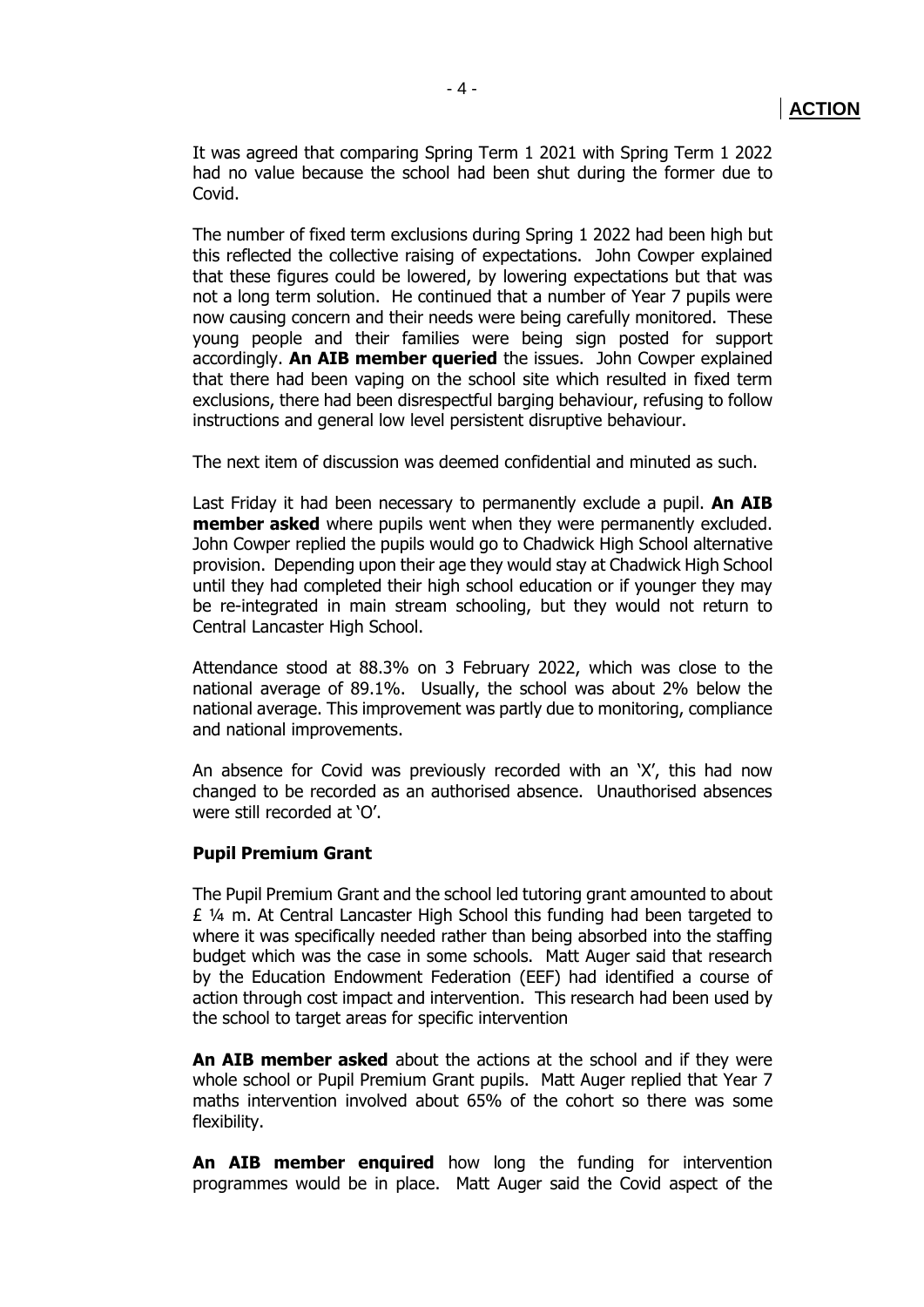**ACTION**

It was agreed that comparing Spring Term 1 2021 with Spring Term 1 2022 had no value because the school had been shut during the former due to Covid.

The number of fixed term exclusions during Spring 1 2022 had been high but this reflected the collective raising of expectations. John Cowper explained that these figures could be lowered, by lowering expectations but that was not a long term solution. He continued that a number of Year 7 pupils were now causing concern and their needs were being carefully monitored. These young people and their families were being sign posted for support accordingly. **An AIB member queried** the issues. John Cowper explained that there had been vaping on the school site which resulted in fixed term exclusions, there had been disrespectful barging behaviour, refusing to follow instructions and general low level persistent disruptive behaviour.

The next item of discussion was deemed confidential and minuted as such.

Last Friday it had been necessary to permanently exclude a pupil. **An AIB member asked** where pupils went when they were permanently excluded. John Cowper replied the pupils would go to Chadwick High School alternative provision. Depending upon their age they would stay at Chadwick High School until they had completed their high school education or if younger they may be re-integrated in main stream schooling, but they would not return to Central Lancaster High School.

Attendance stood at 88.3% on 3 February 2022, which was close to the national average of 89.1%. Usually, the school was about 2% below the national average. This improvement was partly due to monitoring, compliance and national improvements.

An absence for Covid was previously recorded with an 'X', this had now changed to be recorded as an authorised absence. Unauthorised absences were still recorded at 'O'.

**Pupil Premium Grant**

The Pupil Premium Grant and the school led tutoring grant amounted to about £ ¼ m. At Central Lancaster High School this funding had been targeted to where it was specifically needed rather than being absorbed into the staffing budget which was the case in some schools. Matt Auger said that research by the Education Endowment Federation (EEF) had identified a course of action through cost impact and intervention. This research had been used by the school to target areas for specific intervention

**An AIB member asked** about the actions at the school and if they were whole school or Pupil Premium Grant pupils. Matt Auger replied that Year 7 maths intervention involved about 65% of the cohort so there was some flexibility.

**An AIB member enquired** how long the funding for intervention programmes would be in place. Matt Auger said the Covid aspect of the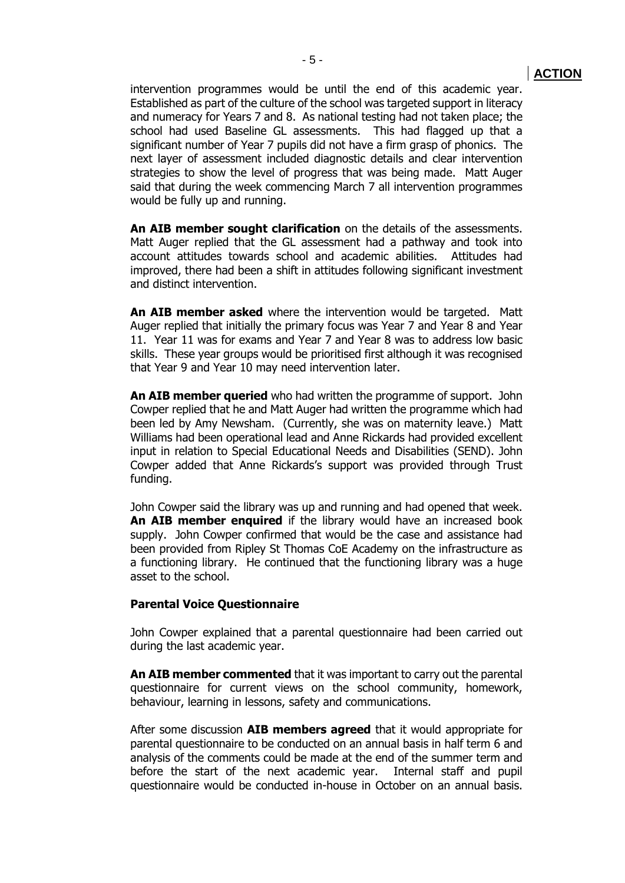**ACTION**

intervention programmes would be until the end of this academic year. Established as part of the culture of the school was targeted support in literacy and numeracy for Years 7 and 8. As national testing had not taken place; the school had used Baseline GL assessments. This had flagged up that a significant number of Year 7 pupils did not have a firm grasp of phonics. The next layer of assessment included diagnostic details and clear intervention strategies to show the level of progress that was being made. Matt Auger said that during the week commencing March 7 all intervention programmes would be fully up and running.

**An AIB member sought clarification** on the details of the assessments. Matt Auger replied that the GL assessment had a pathway and took into account attitudes towards school and academic abilities. Attitudes had improved, there had been a shift in attitudes following significant investment and distinct intervention.

**An AIB member asked** where the intervention would be targeted. Matt Auger replied that initially the primary focus was Year 7 and Year 8 and Year 11. Year 11 was for exams and Year 7 and Year 8 was to address low basic skills. These year groups would be prioritised first although it was recognised that Year 9 and Year 10 may need intervention later.

**An AIB member queried** who had written the programme of support. John Cowper replied that he and Matt Auger had written the programme which had been led by Amy Newsham. (Currently, she was on maternity leave.) Matt Williams had been operational lead and Anne Rickards had provided excellent input in relation to Special Educational Needs and Disabilities (SEND). John Cowper added that Anne Rickards's support was provided through Trust funding.

John Cowper said the library was up and running and had opened that week. **An AIB member enquired** if the library would have an increased book supply. John Cowper confirmed that would be the case and assistance had been provided from Ripley St Thomas CoE Academy on the infrastructure as a functioning library. He continued that the functioning library was a huge asset to the school.

**Parental Voice Questionnaire**

John Cowper explained that a parental questionnaire had been carried out during the last academic year.

**An AIB member commented** that it was important to carry out the parental questionnaire for current views on the school community, homework, behaviour, learning in lessons, safety and communications.

After some discussion **AIB members agreed** that it would appropriate for parental questionnaire to be conducted on an annual basis in half term 6 and analysis of the comments could be made at the end of the summer term and before the start of the next academic year. Internal staff and pupil questionnaire would be conducted in-house in October on an annual basis.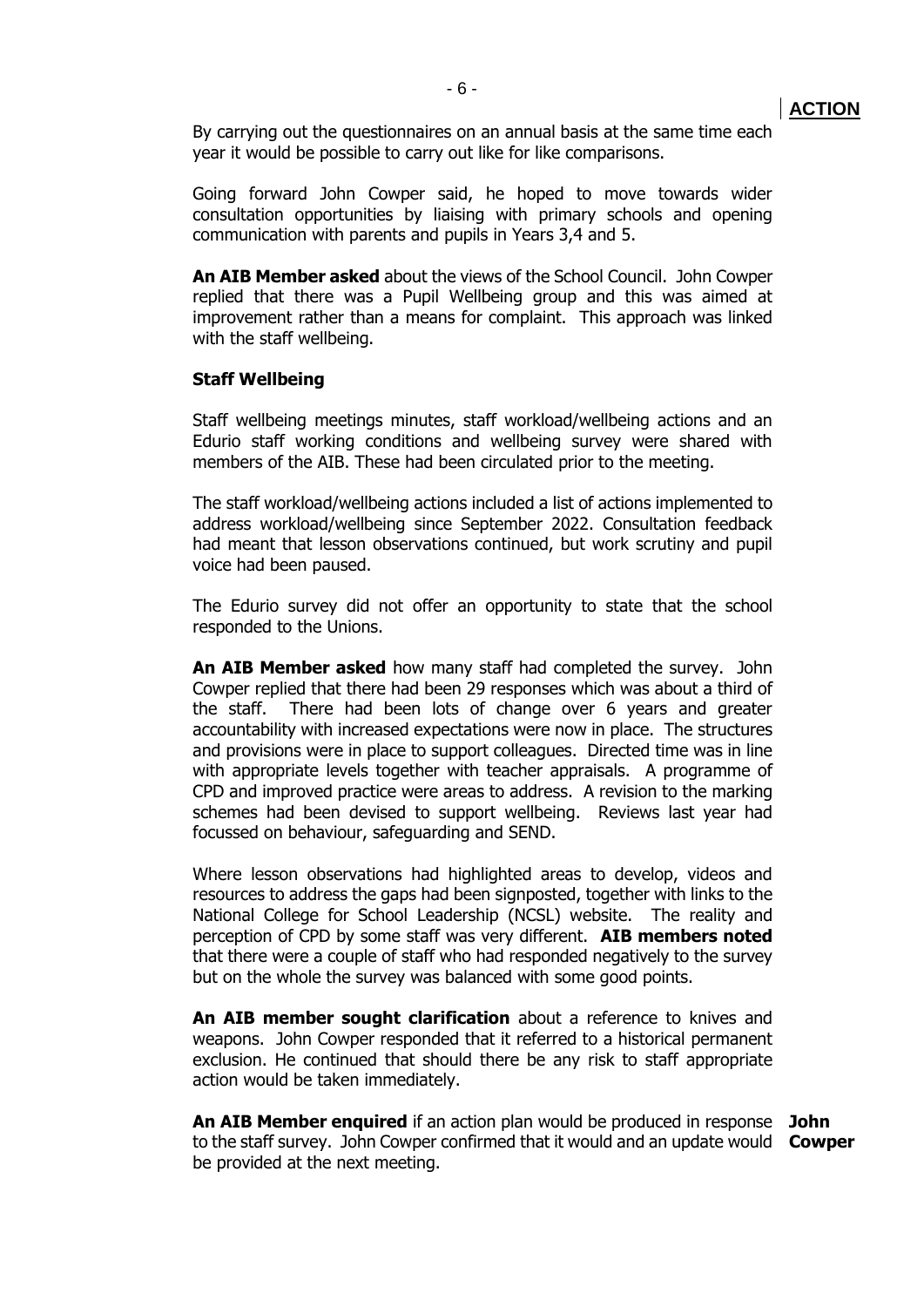**ACTION**

By carrying out the questionnaires on an annual basis at the same time each year it would be possible to carry out like for like comparisons.

Going forward John Cowper said, he hoped to move towards wider consultation opportunities by liaising with primary schools and opening communication with parents and pupils in Years 3,4 and 5.

**An AIB Member asked** about the views of the School Council. John Cowper replied that there was a Pupil Wellbeing group and this was aimed at improvement rather than a means for complaint. This approach was linked with the staff wellbeing.

**Staff Wellbeing**

Staff wellbeing meetings minutes, staff workload/wellbeing actions and an Edurio staff working conditions and wellbeing survey were shared with members of the AIB. These had been circulated prior to the meeting.

The staff workload/wellbeing actions included a list of actions implemented to address workload/wellbeing since September 2022. Consultation feedback had meant that lesson observations continued, but work scrutiny and pupil voice had been paused.

The Edurio survey did not offer an opportunity to state that the school responded to the Unions.

**An AIB Member asked** how many staff had completed the survey. John Cowper replied that there had been 29 responses which was about a third of the staff. There had been lots of change over 6 years and greater accountability with increased expectations were now in place. The structures and provisions were in place to support colleagues. Directed time was in line with appropriate levels together with teacher appraisals. A programme of CPD and improved practice were areas to address. A revision to the marking schemes had been devised to support wellbeing. Reviews last year had focussed on behaviour, safeguarding and SEND.

Where lesson observations had highlighted areas to develop, videos and resources to address the gaps had been signposted, together with links to the National College for School Leadership (NCSL) website. The reality and perception of CPD by some staff was very different. **AIB members noted** that there were a couple of staff who had responded negatively to the survey but on the whole the survey was balanced with some good points.

**An AIB member sought clarification** about a reference to knives and weapons. John Cowper responded that it referred to a historical permanent exclusion. He continued that should there be any risk to staff appropriate action would be taken immediately.

**An AIB Member enquired** if an action plan would be produced in response to the staff survey. John Cowper confirmed that it would and an update would be provided at the next meeting. **John Cowper**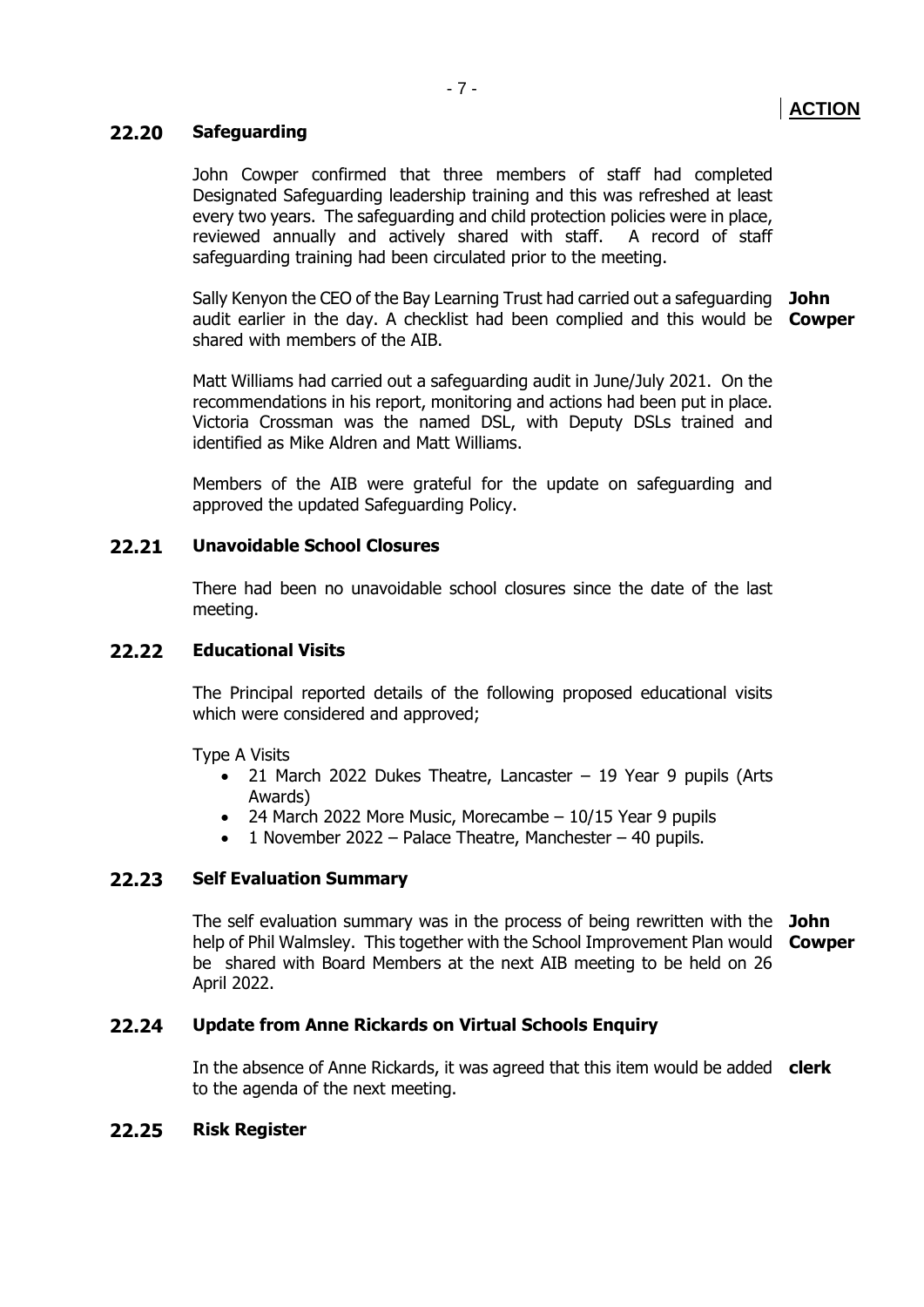**ACTION**

## 22.20 Safeguarding

John Cowper confirmed that three members of staff had completed Designated Safeguarding leadership training and this was refreshed at least every two years. The safeguarding and child protection policies were in place, reviewed annually and actively shared with staff. A record of staff safeguarding training had been circulated prior to the meeting.

Sally Kenyon the CEO of the Bay Learning Trust had carried out a safeguarding audit earlier in the day. A checklist had been complied and this would be shared with members of the AIB. **John Cowper**

Matt Williams had carried out a safeguarding audit in June/July 2021. On the recommendations in his report, monitoring and actions had been put in place. Victoria Crossman was the named DSL, with Deputy DSLs trained and identified as Mike Aldren and Matt Williams.

Members of the AIB were grateful for the update on safeguarding and approved the updated Safeguarding Policy.

## 22.21 Unavoidable School Closures

There had been no unavoidable school closures since the date of the last meeting.

## 22.22 Educational Visits

The Principal reported details of the following proposed educational visits which were considered and approved;

Type A Visits

- 21 March 2022 Dukes Theatre, Lancaster – 19 Year 9 pupils (Arts Awards)
- 24 March 2022 More Music, Morecambe – 10/15 Year 9 pupils
- 1 November 2022 – Palace Theatre, Manchester – 40 pupils.

## 22.23 Self Evaluation Summary

The self evaluation summary was in the process of being rewritten with the help of Phil Walmsley. This together with the School Improvement Plan would be shared with Board Members at the next AIB meeting to be held on 26 April 2022. **John Cowper**

## 22.24 Update from Anne Rickards on Virtual Schools Enquiry

In the absence of Anne Rickards, it was agreed that this item would be added to the agenda of the next meeting. **clerk**

## 22.25 Risk Register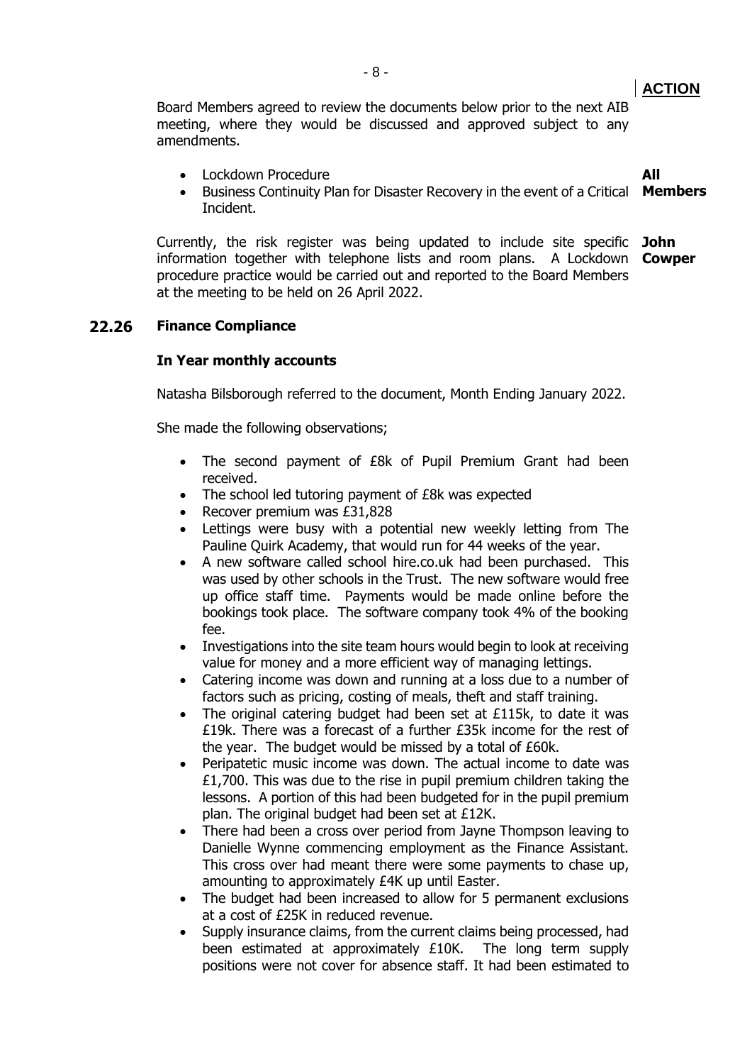**ACTION**

Board Members agreed to review the documents below prior to the next AIB meeting, where they would be discussed and approved subject to any amendments.

- Lockdown Procedure
- Business Continuity Plan for Disaster Recovery in the event of a Critical Incident.

**All Members**

Currently, the risk register was being updated to include site specific information together with telephone lists and room plans. A Lockdown procedure practice would be carried out and reported to the Board Members at the meeting to be held on 26 April 2022.

**John Cowper**

## 22.26 Finance Compliance

### In Year monthly accounts

Natasha Bilsborough referred to the document, Month Ending January 2022.

She made the following observations;

- The second payment of £8k of Pupil Premium Grant had been received.
- The school led tutoring payment of £8k was expected
- Recover premium was £31,828
- Lettings were busy with a potential new weekly letting from The Pauline Quirk Academy, that would run for 44 weeks of the year.
- A new software called school hire.co.uk had been purchased. This was used by other schools in the Trust. The new software would free up office staff time. Payments would be made online before the bookings took place. The software company took 4% of the booking fee.
- Investigations into the site team hours would begin to look at receiving value for money and a more efficient way of managing lettings.
- Catering income was down and running at a loss due to a number of factors such as pricing, costing of meals, theft and staff training.
- The original catering budget had been set at £115k, to date it was £19k. There was a forecast of a further £35k income for the rest of the year. The budget would be missed by a total of £60k.
- Peripatetic music income was down. The actual income to date was £1,700. This was due to the rise in pupil premium children taking the lessons. A portion of this had been budgeted for in the pupil premium plan. The original budget had been set at £12K.
- There had been a cross over period from Jayne Thompson leaving to Danielle Wynne commencing employment as the Finance Assistant. This cross over had meant there were some payments to chase up, amounting to approximately £4K up until Easter.
- The budget had been increased to allow for 5 permanent exclusions at a cost of £25K in reduced revenue.
- Supply insurance claims, from the current claims being processed, had been estimated at approximately £10K. The long term supply positions were not cover for absence staff. It had been estimated to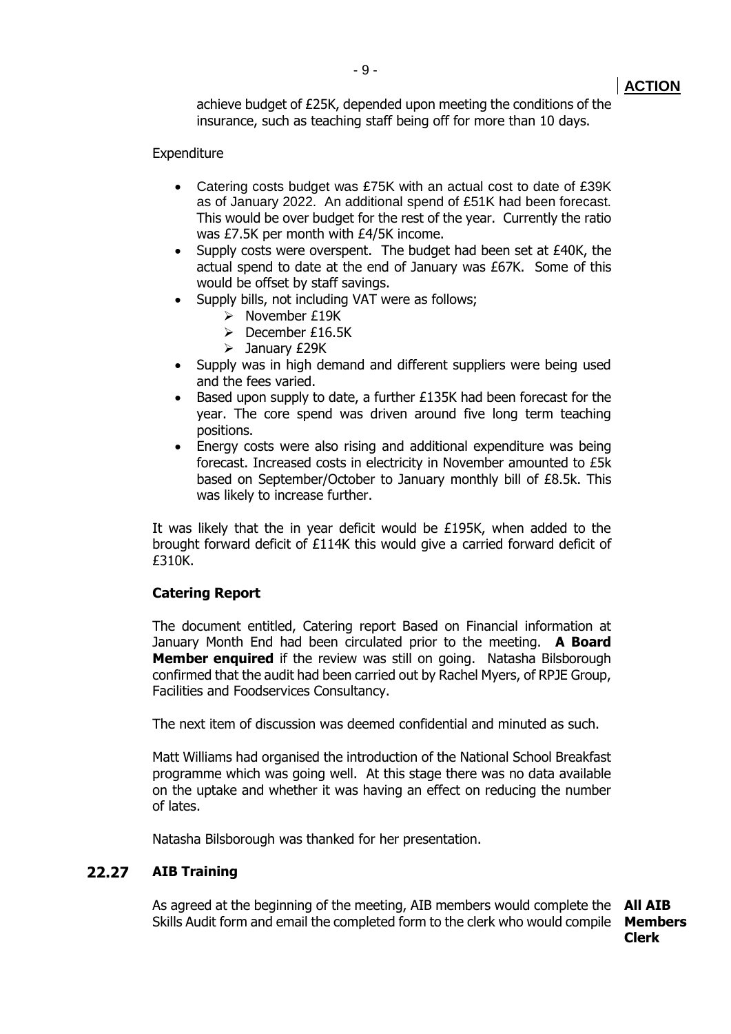**ACTION**

achieve budget of £25K, depended upon meeting the conditions of the insurance, such as teaching staff being off for more than 10 days.

Expenditure

- Catering costs budget was £75K with an actual cost to date of £39K as of January 2022. An additional spend of £51K had been forecast. This would be over budget for the rest of the year. Currently the ratio was £7.5K per month with £4/5K income.
- Supply costs were overspent. The budget had been set at £40K, the actual spend to date at the end of January was £67K. Some of this would be offset by staff savings.
- Supply bills, not including VAT were as follows;
    - November £19K
    - December £16.5K
    - January £29K
- Supply was in high demand and different suppliers were being used and the fees varied.
- Based upon supply to date, a further £135K had been forecast for the year. The core spend was driven around five long term teaching positions.
- Energy costs were also rising and additional expenditure was being forecast. Increased costs in electricity in November amounted to £5k based on September/October to January monthly bill of £8.5k. This was likely to increase further.

It was likely that the in year deficit would be £195K, when added to the brought forward deficit of £114K this would give a carried forward deficit of £310K.

**Catering Report**

The document entitled, Catering report Based on Financial information at January Month End had been circulated prior to the meeting. **A Board Member enquired** if the review was still on going. Natasha Bilsborough confirmed that the audit had been carried out by Rachel Myers, of RPJE Group, Facilities and Foodservices Consultancy.

The next item of discussion was deemed confidential and minuted as such.

Matt Williams had organised the introduction of the National School Breakfast programme which was going well. At this stage there was no data available on the uptake and whether it was having an effect on reducing the number of lates.

Natasha Bilsborough was thanked for her presentation.

## 22.27 AIB Training

As agreed at the beginning of the meeting, AIB members would complete the Skills Audit form and email the completed form to the clerk who would compile

**All AIB Members Clerk**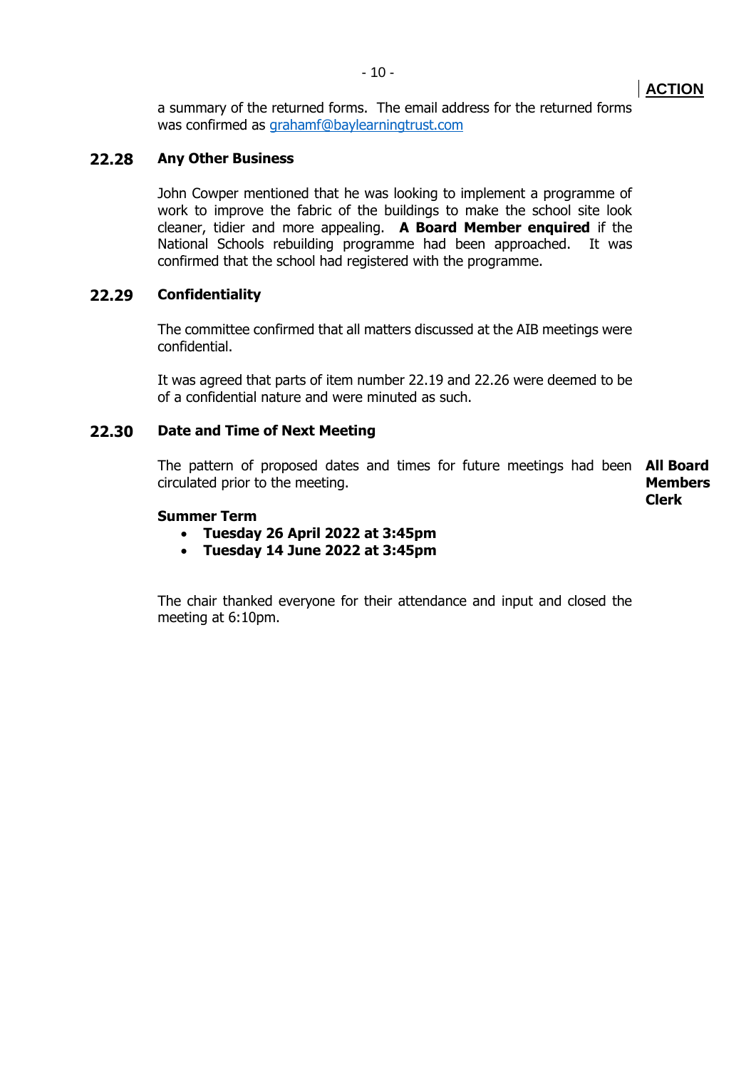**ACTION**

a summary of the returned forms. The email address for the returned forms was confirmed as grahamf@baylearningtrust.com

## 22.28 Any Other Business

John Cowper mentioned that he was looking to implement a programme of work to improve the fabric of the buildings to make the school site look cleaner, tidier and more appealing. **A Board Member enquired** if the National Schools rebuilding programme had been approached. It was confirmed that the school had registered with the programme.

## 22.29 Confidentiality

The committee confirmed that all matters discussed at the AIB meetings were confidential.

It was agreed that parts of item number 22.19 and 22.26 were deemed to be of a confidential nature and were minuted as such.

## 22.30 Date and Time of Next Meeting

The pattern of proposed dates and times for future meetings had been circulated prior to the meeting.

**All Board Members Clerk**

**Summer Term**

- **Tuesday 26 April 2022 at 3:45pm**
- **Tuesday 14 June 2022 at 3:45pm**

The chair thanked everyone for their attendance and input and closed the meeting at 6:10pm.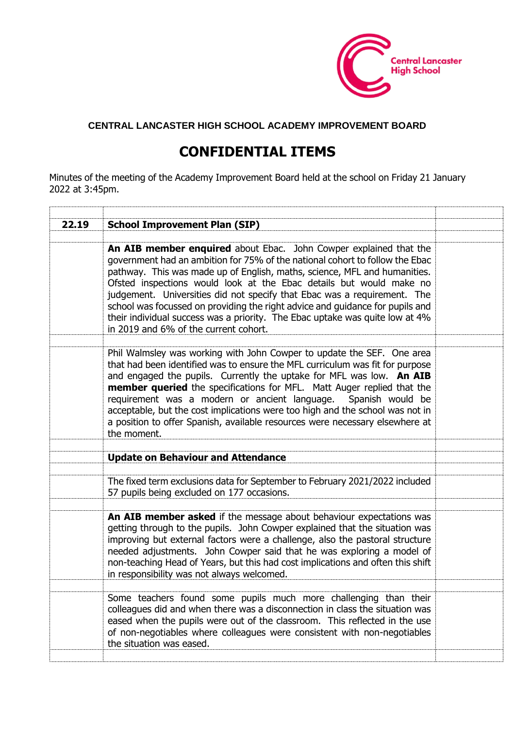**CENTRAL LANCASTER HIGH SCHOOL ACADEMY IMPROVEMENT BOARD**

# CONFIDENTIAL ITEMS

Minutes of the meeting of the Academy Improvement Board held at the school on Friday 21 January 2022 at 3:45pm.

| | | |
|---|---|---|
| **22.19** | **School Improvement Plan (SIP)** | |
| | **An AIB member enquired** about Ebac. John Cowper explained that the government had an ambition for 75% of the national cohort to follow the Ebac pathway. This was made up of English, maths, science, MFL and humanities. Ofsted inspections would look at the Ebac details but would make no judgement. Universities did not specify that Ebac was a requirement. The school was focussed on providing the right advice and guidance for pupils and their individual success was a priority. The Ebac uptake was quite low at 4% in 2019 and 6% of the current cohort. | |
| | Phil Walmsley was working with John Cowper to update the SEF. One area that had been identified was to ensure the MFL curriculum was fit for purpose and engaged the pupils. Currently the uptake for MFL was low. **An AIB member queried** the specifications for MFL. Matt Auger replied that the requirement was a modern or ancient language. Spanish would be acceptable, but the cost implications were too high and the school was not in a position to offer Spanish, available resources were necessary elsewhere at the moment. | |
| | **Update on Behaviour and Attendance** | |
| | The fixed term exclusions data for September to February 2021/2022 included 57 pupils being excluded on 177 occasions. | |
| | **An AIB member asked** if the message about behaviour expectations was getting through to the pupils. John Cowper explained that the situation was improving but external factors were a challenge, also the pastoral structure needed adjustments. John Cowper said that he was exploring a model of non-teaching Head of Years, but this had cost implications and often this shift in responsibility was not always welcomed. | |
| | Some teachers found some pupils much more challenging than their colleagues did and when there was a disconnection in class the situation was eased when the pupils were out of the classroom. This reflected in the use of non-negotiables where colleagues were consistent with non-negotiables the situation was eased. | |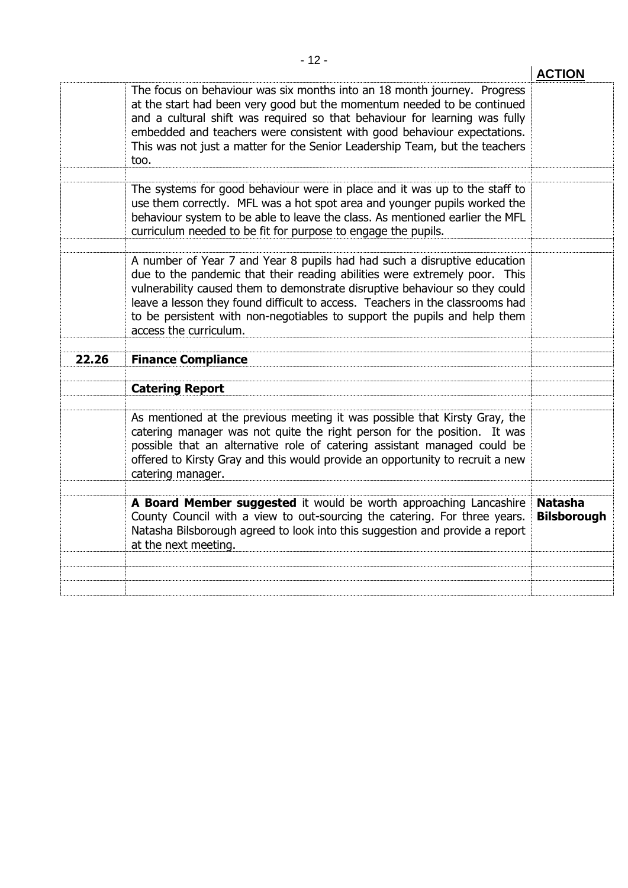| | | ACTION |
|---|---|---|
| | The focus on behaviour was six months into an 18 month journey. Progress at the start had been very good but the momentum needed to be continued and a cultural shift was required so that behaviour for learning was fully embedded and teachers were consistent with good behaviour expectations. This was not just a matter for the Senior Leadership Team, but the teachers too. | |
| | | |
| | The systems for good behaviour were in place and it was up to the staff to use them correctly. MFL was a hot spot area and younger pupils worked the behaviour system to be able to leave the class. As mentioned earlier the MFL curriculum needed to be fit for purpose to engage the pupils. | |
| | | |
| | A number of Year 7 and Year 8 pupils had had such a disruptive education due to the pandemic that their reading abilities were extremely poor. This vulnerability caused them to demonstrate disruptive behaviour so they could leave a lesson they found difficult to access. Teachers in the classrooms had to be persistent with non-negotiables to support the pupils and help them access the curriculum. | |
| | | |
| **22.26** | **Finance Compliance** | |
| | | |
| | **Catering Report** | |
| | | |
| | As mentioned at the previous meeting it was possible that Kirsty Gray, the catering manager was not quite the right person for the position. It was possible that an alternative role of catering assistant managed could be offered to Kirsty Gray and this would provide an opportunity to recruit a new catering manager. | |
| | | |
| | **A Board Member suggested** it would be worth approaching Lancashire County Council with a view to out-sourcing the catering. For three years. Natasha Bilsborough agreed to look into this suggestion and provide a report at the next meeting. | **Natasha Bilsborough** |
| | | |
| | | |
| | | |